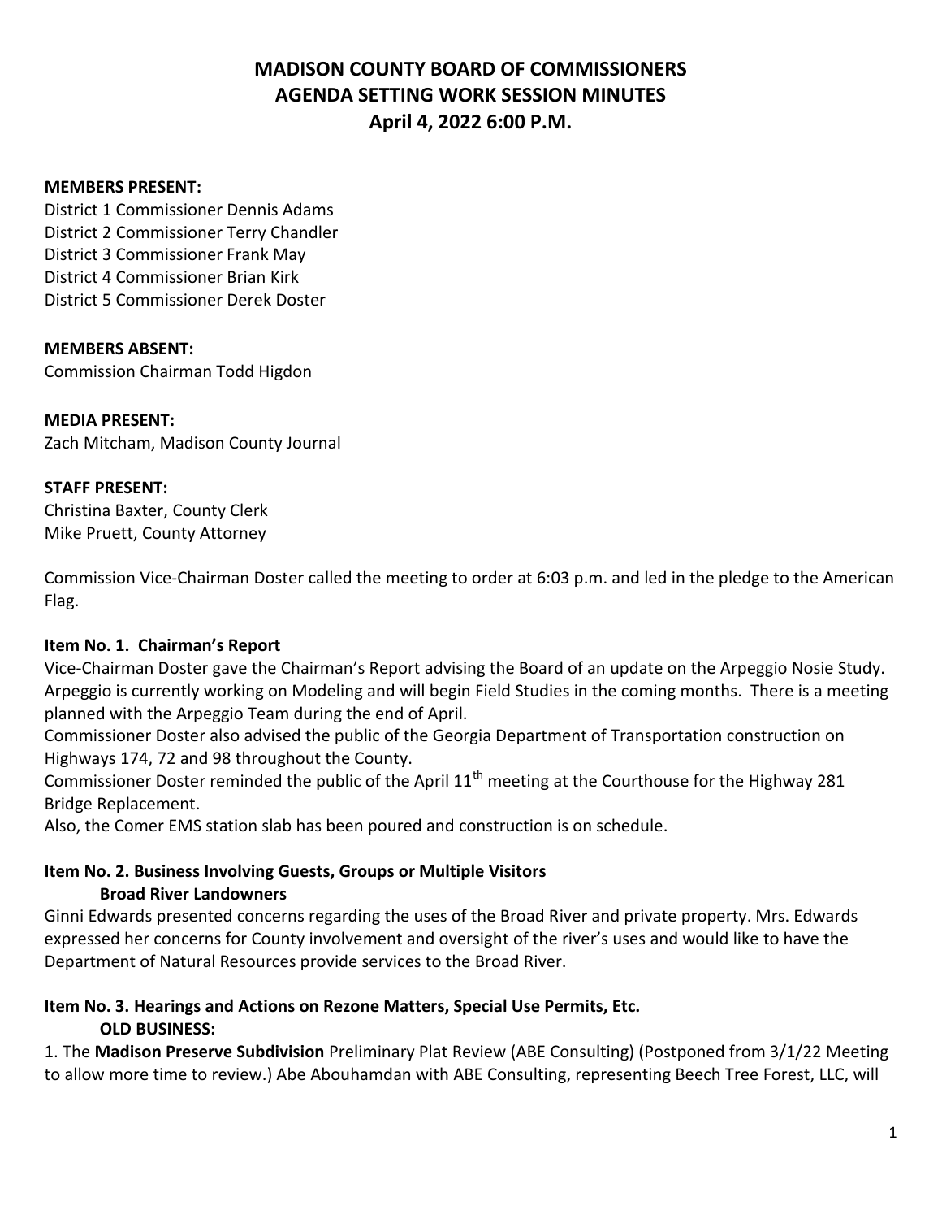# MADISON COUNTY BOARD OF COMMISSIONERS
# AGENDA SETTING WORK SESSION MINUTES
# April 4, 2022 6:00 P.M.

**MEMBERS PRESENT:**
District 1 Commissioner Dennis Adams
District 2 Commissioner Terry Chandler
District 3 Commissioner Frank May
District 4 Commissioner Brian Kirk
District 5 Commissioner Derek Doster

**MEMBERS ABSENT:**
Commission Chairman Todd Higdon

**MEDIA PRESENT:**
Zach Mitcham, Madison County Journal

**STAFF PRESENT:**
Christina Baxter, County Clerk
Mike Pruett, County Attorney

Commission Vice-Chairman Doster called the meeting to order at 6:03 p.m. and led in the pledge to the American Flag.

**Item No. 1. Chairman's Report**

Vice-Chairman Doster gave the Chairman's Report advising the Board of an update on the Arpeggio Nosie Study. Arpeggio is currently working on Modeling and will begin Field Studies in the coming months. There is a meeting planned with the Arpeggio Team during the end of April.

Commissioner Doster also advised the public of the Georgia Department of Transportation construction on Highways 174, 72 and 98 throughout the County.

Commissioner Doster reminded the public of the April 11th meeting at the Courthouse for the Highway 281 Bridge Replacement.

Also, the Comer EMS station slab has been poured and construction is on schedule.

**Item No. 2. Business Involving Guests, Groups or Multiple Visitors**
**Broad River Landowners**

Ginni Edwards presented concerns regarding the uses of the Broad River and private property. Mrs. Edwards expressed her concerns for County involvement and oversight of the river's uses and would like to have the Department of Natural Resources provide services to the Broad River.

**Item No. 3. Hearings and Actions on Rezone Matters, Special Use Permits, Etc.**
**OLD BUSINESS:**

1. The **Madison Preserve Subdivision** Preliminary Plat Review (ABE Consulting) (Postponed from 3/1/22 Meeting to allow more time to review.) Abe Abouhamdan with ABE Consulting, representing Beech Tree Forest, LLC, will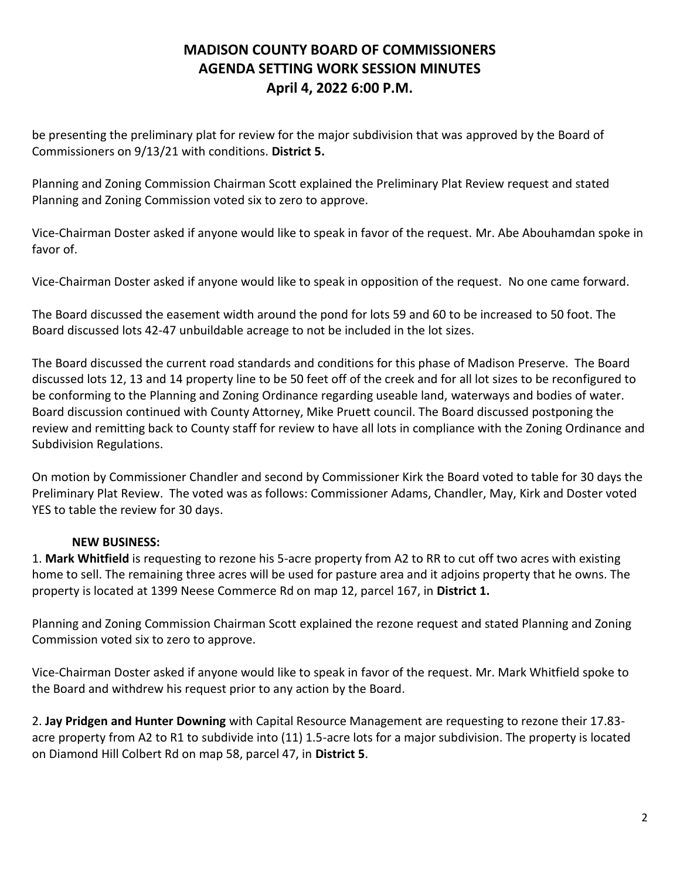be presenting the preliminary plat for review for the major subdivision that was approved by the Board of Commissioners on 9/13/21 with conditions. **District 5.**

Planning and Zoning Commission Chairman Scott explained the Preliminary Plat Review request and stated Planning and Zoning Commission voted six to zero to approve.

Vice-Chairman Doster asked if anyone would like to speak in favor of the request. Mr. Abe Abouhamdan spoke in favor of.

Vice-Chairman Doster asked if anyone would like to speak in opposition of the request. No one came forward.

The Board discussed the easement width around the pond for lots 59 and 60 to be increased to 50 foot. The Board discussed lots 42-47 unbuildable acreage to not be included in the lot sizes.

The Board discussed the current road standards and conditions for this phase of Madison Preserve. The Board discussed lots 12, 13 and 14 property line to be 50 feet off of the creek and for all lot sizes to be reconfigured to be conforming to the Planning and Zoning Ordinance regarding useable land, waterways and bodies of water. Board discussion continued with County Attorney, Mike Pruett council. The Board discussed postponing the review and remitting back to County staff for review to have all lots in compliance with the Zoning Ordinance and Subdivision Regulations.

On motion by Commissioner Chandler and second by Commissioner Kirk the Board voted to table for 30 days the Preliminary Plat Review. The voted was as follows: Commissioner Adams, Chandler, May, Kirk and Doster voted YES to table the review for 30 days.

**NEW BUSINESS:**

1. **Mark Whitfield** is requesting to rezone his 5-acre property from A2 to RR to cut off two acres with existing home to sell. The remaining three acres will be used for pasture area and it adjoins property that he owns. The property is located at 1399 Neese Commerce Rd on map 12, parcel 167, in **District 1.**

Planning and Zoning Commission Chairman Scott explained the rezone request and stated Planning and Zoning Commission voted six to zero to approve.

Vice-Chairman Doster asked if anyone would like to speak in favor of the request. Mr. Mark Whitfield spoke to the Board and withdrew his request prior to any action by the Board.

2. **Jay Pridgen and Hunter Downing** with Capital Resource Management are requesting to rezone their 17.83-acre property from A2 to R1 to subdivide into (11) 1.5-acre lots for a major subdivision. The property is located on Diamond Hill Colbert Rd on map 58, parcel 47, in **District 5**.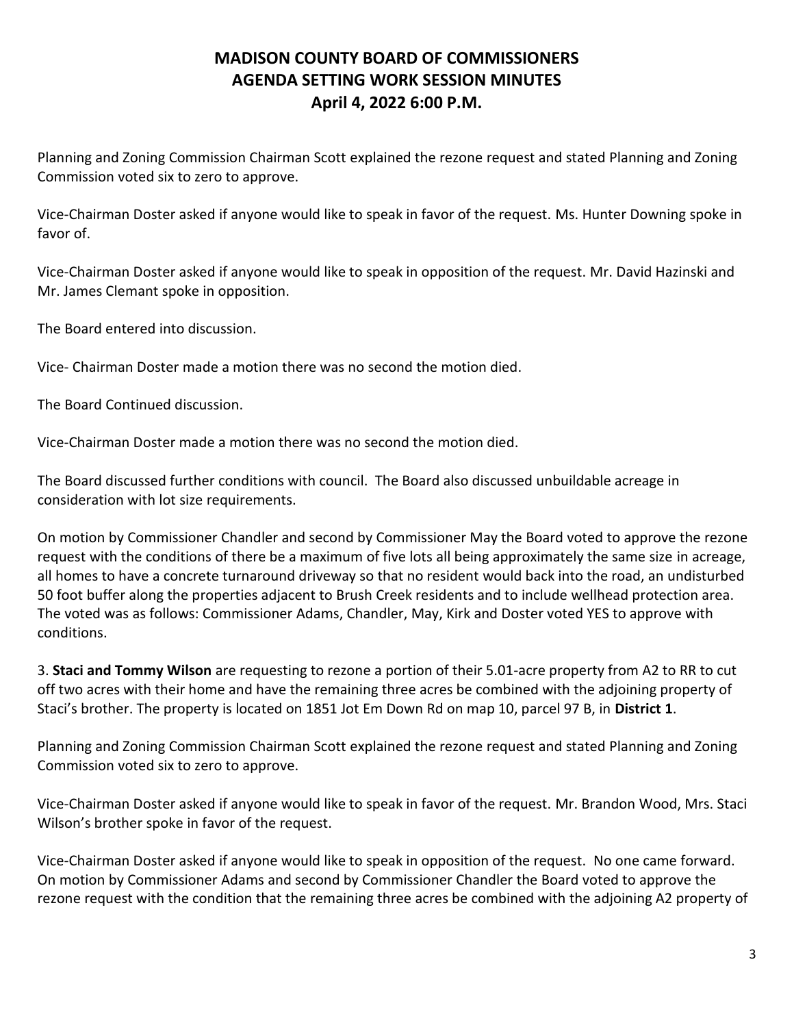# MADISON COUNTY BOARD OF COMMISSIONERS
## AGENDA SETTING WORK SESSION MINUTES
### April 4, 2022 6:00 P.M.

Planning and Zoning Commission Chairman Scott explained the rezone request and stated Planning and Zoning Commission voted six to zero to approve.

Vice-Chairman Doster asked if anyone would like to speak in favor of the request. Ms. Hunter Downing spoke in favor of.

Vice-Chairman Doster asked if anyone would like to speak in opposition of the request. Mr. David Hazinski and Mr. James Clemant spoke in opposition.

The Board entered into discussion.

Vice- Chairman Doster made a motion there was no second the motion died.

The Board Continued discussion.

Vice-Chairman Doster made a motion there was no second the motion died.

The Board discussed further conditions with council. The Board also discussed unbuildable acreage in consideration with lot size requirements.

On motion by Commissioner Chandler and second by Commissioner May the Board voted to approve the rezone request with the conditions of there be a maximum of five lots all being approximately the same size in acreage, all homes to have a concrete turnaround driveway so that no resident would back into the road, an undisturbed 50 foot buffer along the properties adjacent to Brush Creek residents and to include wellhead protection area. The voted was as follows: Commissioner Adams, Chandler, May, Kirk and Doster voted YES to approve with conditions.

3. **Staci and Tommy Wilson** are requesting to rezone a portion of their 5.01-acre property from A2 to RR to cut off two acres with their home and have the remaining three acres be combined with the adjoining property of Staci's brother. The property is located on 1851 Jot Em Down Rd on map 10, parcel 97 B, in **District 1**.

Planning and Zoning Commission Chairman Scott explained the rezone request and stated Planning and Zoning Commission voted six to zero to approve.

Vice-Chairman Doster asked if anyone would like to speak in favor of the request. Mr. Brandon Wood, Mrs. Staci Wilson's brother spoke in favor of the request.

Vice-Chairman Doster asked if anyone would like to speak in opposition of the request. No one came forward. On motion by Commissioner Adams and second by Commissioner Chandler the Board voted to approve the rezone request with the condition that the remaining three acres be combined with the adjoining A2 property of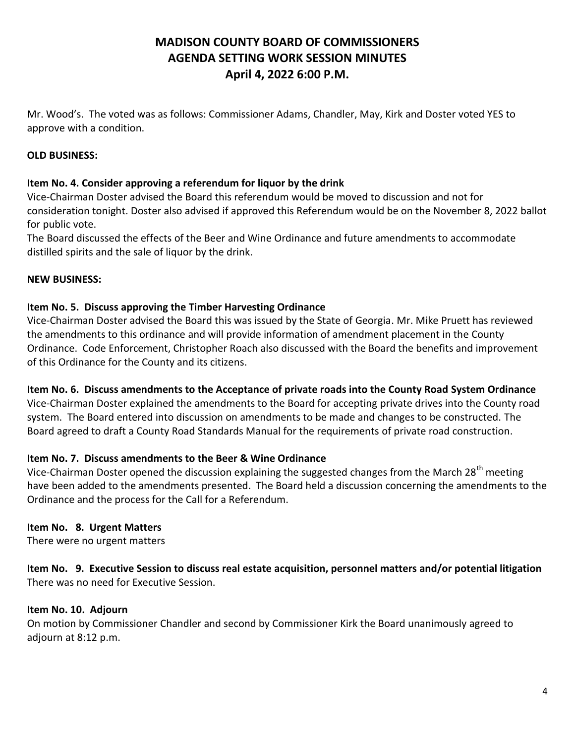# MADISON COUNTY BOARD OF COMMISSIONERS
## AGENDA SETTING WORK SESSION MINUTES
## April 4, 2022 6:00 P.M.

Mr. Wood's. The voted was as follows: Commissioner Adams, Chandler, May, Kirk and Doster voted YES to approve with a condition.

**OLD BUSINESS:**

**Item No. 4. Consider approving a referendum for liquor by the drink**
Vice-Chairman Doster advised the Board this referendum would be moved to discussion and not for consideration tonight. Doster also advised if approved this Referendum would be on the November 8, 2022 ballot for public vote.
The Board discussed the effects of the Beer and Wine Ordinance and future amendments to accommodate distilled spirits and the sale of liquor by the drink.

**NEW BUSINESS:**

**Item No. 5. Discuss approving the Timber Harvesting Ordinance**
Vice-Chairman Doster advised the Board this was issued by the State of Georgia. Mr. Mike Pruett has reviewed the amendments to this ordinance and will provide information of amendment placement in the County Ordinance. Code Enforcement, Christopher Roach also discussed with the Board the benefits and improvement of this Ordinance for the County and its citizens.

**Item No. 6. Discuss amendments to the Acceptance of private roads into the County Road System Ordinance**
Vice-Chairman Doster explained the amendments to the Board for accepting private drives into the County road system. The Board entered into discussion on amendments to be made and changes to be constructed. The Board agreed to draft a County Road Standards Manual for the requirements of private road construction.

**Item No. 7. Discuss amendments to the Beer & Wine Ordinance**
Vice-Chairman Doster opened the discussion explaining the suggested changes from the March 28th meeting have been added to the amendments presented. The Board held a discussion concerning the amendments to the Ordinance and the process for the Call for a Referendum.

**Item No. 8. Urgent Matters**
There were no urgent matters

**Item No. 9. Executive Session to discuss real estate acquisition, personnel matters and/or potential litigation**
There was no need for Executive Session.

**Item No. 10. Adjourn**
On motion by Commissioner Chandler and second by Commissioner Kirk the Board unanimously agreed to adjourn at 8:12 p.m.